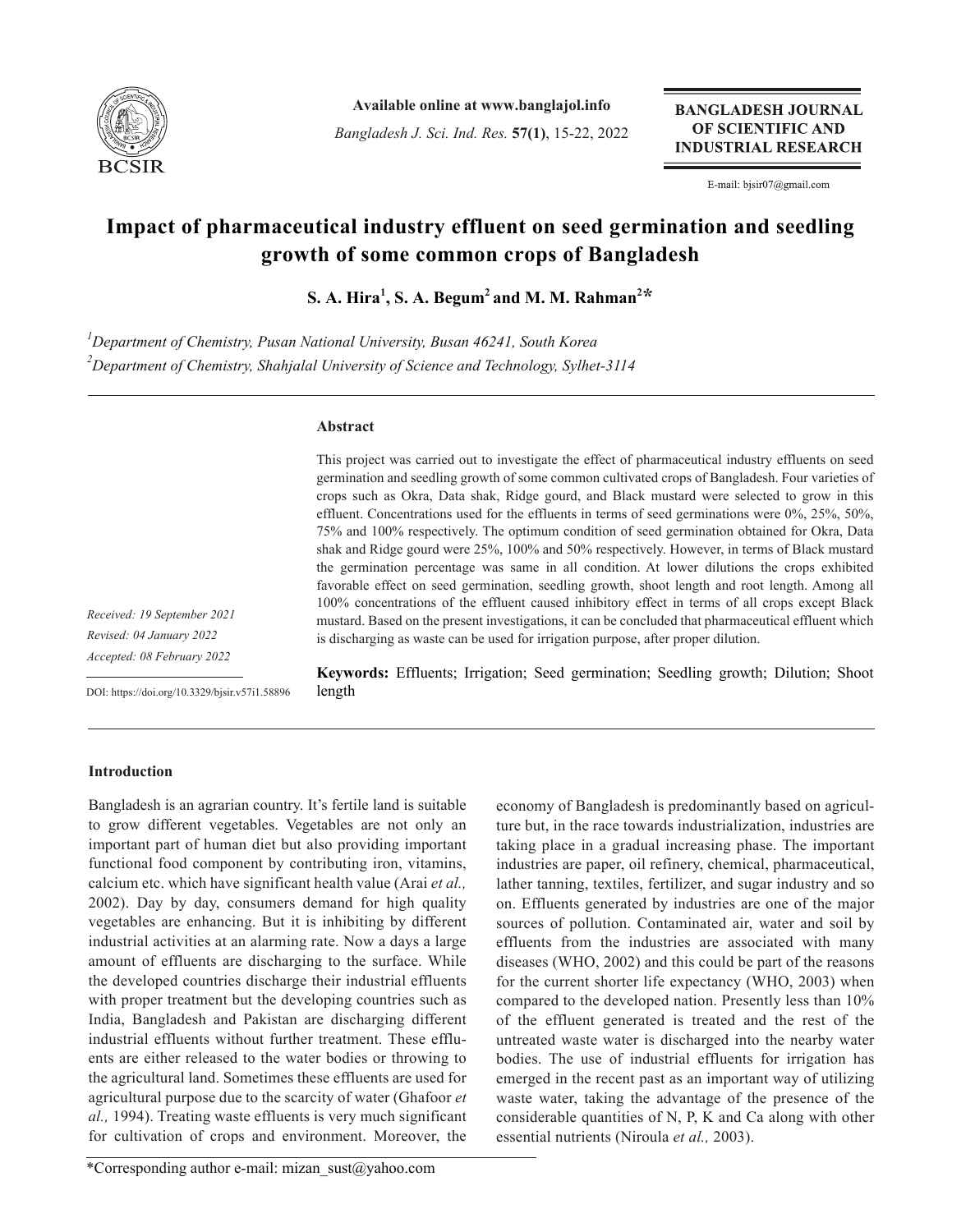Available online at www.banglajol.info

*Bangladesh J. Sci. Ind. Res.* **57(1)**, 15-22, 2022

**BANGLADESH JOURNAL OF SCIENTIFIC AND INDUSTRIAL RESEARCH**

E-mail: bjsir07@gmail.com

# Impact of pharmaceutical industry effluent on seed germination and seedling growth of some common crops of Bangladesh

**S. A. Hira[1], S. A. Begum[2] and M. M. Rahman[2]***

[1]*Department of Chemistry, Pusan National University, Busan 46241, South Korea*
[2]*Department of Chemistry, Shahjalal University of Science and Technology, Sylhet-3114*

*Received: 19 September 2021*
*Revised: 04 January 2022*
*Accepted: 08 February 2022*

DOI: https://doi.org/10.3329/bjsir.v57i1.58896

## Abstract

This project was carried out to investigate the effect of pharmaceutical industry effluents on seed germination and seedling growth of some common cultivated crops of Bangladesh. Four varieties of crops such as Okra, Data shak, Ridge gourd, and Black mustard were selected to grow in this effluent. Concentrations used for the effluents in terms of seed germinations were 0%, 25%, 50%, 75% and 100% respectively. The optimum condition of seed germination obtained for Okra, Data shak and Ridge gourd were 25%, 100% and 50% respectively. However, in terms of Black mustard the germination percentage was same in all condition. At lower dilutions the crops exhibited favorable effect on seed germination, seedling growth, shoot length and root length. Among all 100% concentrations of the effluent caused inhibitory effect in terms of all crops except Black mustard. Based on the present investigations, it can be concluded that pharmaceutical effluent which is discharging as waste can be used for irrigation purpose, after proper dilution.

**Keywords:** Effluents; Irrigation; Seed germination; Seedling growth; Dilution; Shoot length

## Introduction

Bangladesh is an agrarian country. It's fertile land is suitable to grow different vegetables. Vegetables are not only an important part of human diet but also providing important functional food component by contributing iron, vitamins, calcium etc. which have significant health value (Arai *et al.,* 2002). Day by day, consumers demand for high quality vegetables are enhancing. But it is inhibiting by different industrial activities at an alarming rate. Now a days a large amount of effluents are discharging to the surface. While the developed countries discharge their industrial effluents with proper treatment but the developing countries such as India, Bangladesh and Pakistan are discharging different industrial effluents without further treatment. These effluents are either released to the water bodies or throwing to the agricultural land. Sometimes these effluents are used for agricultural purpose due to the scarcity of water (Ghafoor *et al.,* 1994). Treating waste effluents is very much significant for cultivation of crops and environment. Moreover, the economy of Bangladesh is predominantly based on agriculture but, in the race towards industrialization, industries are taking place in a gradual increasing phase. The important industries are paper, oil refinery, chemical, pharmaceutical, lather tanning, textiles, fertilizer, and sugar industry and so on. Effluents generated by industries are one of the major sources of pollution. Contaminated air, water and soil by effluents from the industries are associated with many diseases (WHO, 2002) and this could be part of the reasons for the current shorter life expectancy (WHO, 2003) when compared to the developed nation. Presently less than 10% of the effluent generated is treated and the rest of the untreated waste water is discharged into the nearby water bodies. The use of industrial effluents for irrigation has emerged in the recent past as an important way of utilizing waste water, taking the advantage of the presence of the considerable quantities of N, P, K and Ca along with other essential nutrients (Niroula *et al.,* 2003).

*Corresponding author e-mail: mizan_sust@yahoo.com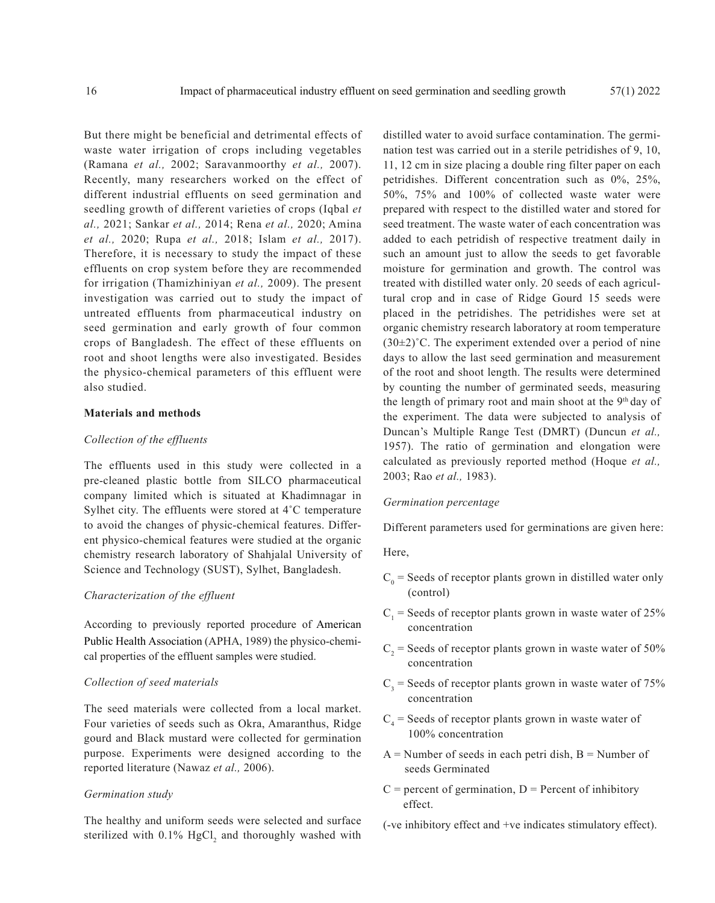But there might be beneficial and detrimental effects of waste water irrigation of crops including vegetables (Ramana *et al.,* 2002; Saravanmoorthy *et al.,* 2007). Recently, many researchers worked on the effect of different industrial effluents on seed germination and seedling growth of different varieties of crops (Iqbal *et al.,* 2021; Sankar *et al.,* 2014; Rena *et al.,* 2020; Amina *et al.,* 2020; Rupa *et al.,* 2018; Islam *et al.,* 2017). Therefore, it is necessary to study the impact of these effluents on crop system before they are recommended for irrigation (Thamizhiniyan *et al.,* 2009). The present investigation was carried out to study the impact of untreated effluents from pharmaceutical industry on seed germination and early growth of four common crops of Bangladesh. The effect of these effluents on root and shoot lengths were also investigated. Besides the physico-chemical parameters of this effluent were also studied.

**Materials and methods**

*Collection of the effluents*

The effluents used in this study were collected in a pre-cleaned plastic bottle from SILCO pharmaceutical company limited which is situated at Khadimnagar in Sylhet city. The effluents were stored at 4˚C temperature to avoid the changes of physic-chemical features. Different physico-chemical features were studied at the organic chemistry research laboratory of Shahjalal University of Science and Technology (SUST), Sylhet, Bangladesh.

*Characterization of the effluent*

According to previously reported procedure of American Public Health Association (APHA, 1989) the physico-chemical properties of the effluent samples were studied.

*Collection of seed materials*

The seed materials were collected from a local market. Four varieties of seeds such as Okra, Amaranthus, Ridge gourd and Black mustard were collected for germination purpose. Experiments were designed according to the reported literature (Nawaz *et al.,* 2006).

*Germination study*

The healthy and uniform seeds were selected and surface sterilized with 0.1% $HgCl_2$ and thoroughly washed with distilled water to avoid surface contamination. The germination test was carried out in a sterile petridishes of 9, 10, 11, 12 cm in size placing a double ring filter paper on each petridishes. Different concentration such as 0%, 25%, 50%, 75% and 100% of collected waste water were prepared with respect to the distilled water and stored for seed treatment. The waste water of each concentration was added to each petridish of respective treatment daily in such an amount just to allow the seeds to get favorable moisture for germination and growth. The control was treated with distilled water only. 20 seeds of each agricultural crop and in case of Ridge Gourd 15 seeds were placed in the petridishes. The petridishes were set at organic chemistry research laboratory at room temperature (30±2)˚C. The experiment extended over a period of nine days to allow the last seed germination and measurement of the root and shoot length. The results were determined by counting the number of germinated seeds, measuring the length of primary root and main shoot at the 9$^{th}$ day of the experiment. The data were subjected to analysis of Duncan's Multiple Range Test (DMRT) (Duncun *et al.,* 1957). The ratio of germination and elongation were calculated as previously reported method (Hoque *et al.,* 2003; Rao *et al.,* 1983).

*Germination percentage*

Different parameters used for germinations are given here:

Here,

- $C_0$ = Seeds of receptor plants grown in distilled water only (control)
- $C_1$ = Seeds of receptor plants grown in waste water of 25% concentration
- $C_2$ = Seeds of receptor plants grown in waste water of 50% concentration
- $C_3$ = Seeds of receptor plants grown in waste water of 75% concentration
- $C_4$ = Seeds of receptor plants grown in waste water of 100% concentration
- A = Number of seeds in each petri dish, B = Number of seeds Germinated
- C = percent of germination, D = Percent of inhibitory effect.

(-ve inhibitory effect and +ve indicates stimulatory effect).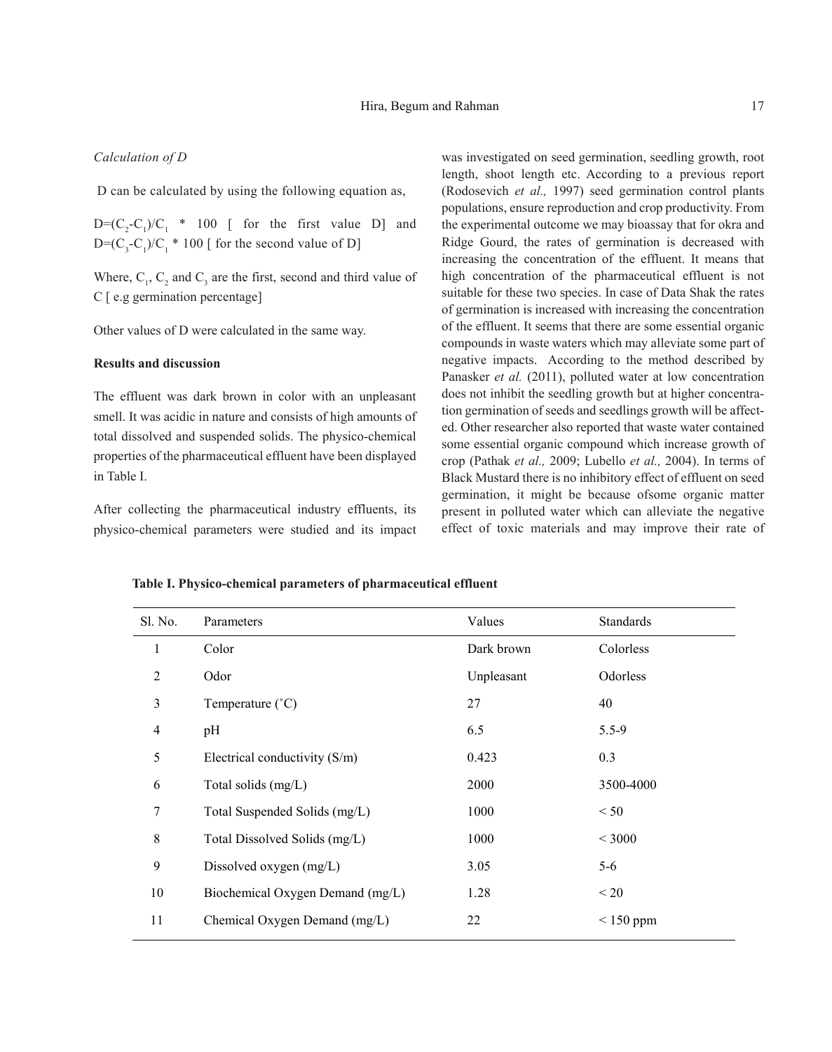*Calculation of D*

D can be calculated by using the following equation as,

$D=(C_2-C_1)/C_1 * 100$ [ for the first value D] and $D=(C_3-C_1)/C_1 * 100$ [ for the second value of D]

Where, $C_1$, $C_2$ and $C_3$ are the first, second and third value of C [ e.g germination percentage]

Other values of D were calculated in the same way.

**Results and discussion**

The effluent was dark brown in color with an unpleasant smell. It was acidic in nature and consists of high amounts of total dissolved and suspended solids. The physico-chemical properties of the pharmaceutical effluent have been displayed in Table I.

After collecting the pharmaceutical industry effluents, its physico-chemical parameters were studied and its impact was investigated on seed germination, seedling growth, root length, shoot length etc. According to a previous report (Rodosevich *et al.,* 1997) seed germination control plants populations, ensure reproduction and crop productivity. From the experimental outcome we may bioassay that for okra and Ridge Gourd, the rates of germination is decreased with increasing the concentration of the effluent. It means that high concentration of the pharmaceutical effluent is not suitable for these two species. In case of Data Shak the rates of germination is increased with increasing the concentration of the effluent. It seems that there are some essential organic compounds in waste waters which may alleviate some part of negative impacts. According to the method described by Panasker *et al.* (2011), polluted water at low concentration does not inhibit the seedling growth but at higher concentration germination of seeds and seedlings growth will be affected. Other researcher also reported that waste water contained some essential organic compound which increase growth of crop (Pathak *et al.,* 2009; Lubello *et al.,* 2004). In terms of Black Mustard there is no inhibitory effect of effluent on seed germination, it might be because ofsome organic matter present in polluted water which can alleviate the negative effect of toxic materials and may improve their rate of

**Table I. Physico-chemical parameters of pharmaceutical effluent**

| Sl. No. | Parameters | Values | Standards |
|---|---|---|---|
| 1 | Color | Dark brown | Colorless |
| 2 | Odor | Unpleasant | Odorless |
| 3 | Temperature (˚C) | 27 | 40 |
| 4 | pH | 6.5 | 5.5-9 |
| 5 | Electrical conductivity (S/m) | 0.423 | 0.3 |
| 6 | Total solids (mg/L) | 2000 | 3500-4000 |
| 7 | Total Suspended Solids (mg/L) | 1000 | < 50 |
| 8 | Total Dissolved Solids (mg/L) | 1000 | < 3000 |
| 9 | Dissolved oxygen (mg/L) | 3.05 | 5-6 |
| 10 | Biochemical Oxygen Demand (mg/L) | 1.28 | < 20 |
| 11 | Chemical Oxygen Demand (mg/L) | 22 | < 150 ppm |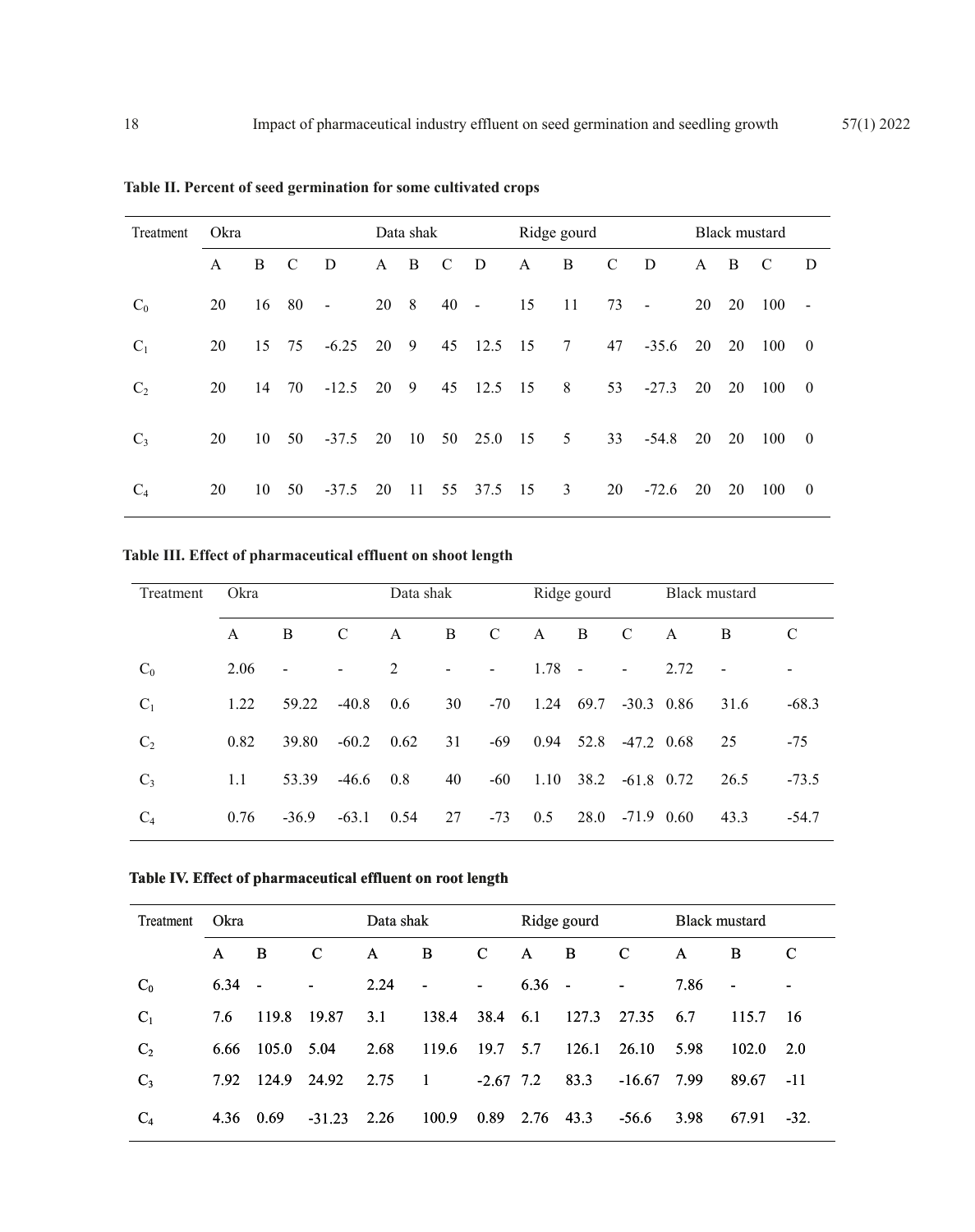**Table II. Percent of seed germination for some cultivated crops**

| Treatment | Okra | | | | Data shak | | | | Ridge gourd | | | | Black mustard | | | |
|---|---|---|---|---|---|---|---|---|---|---|---|---|---|---|---|---|
| | A | B | C | D | A | B | C | D | A | B | C | D | A | B | C | D |
| $C_0$ | 20 | 16 | 80 | - | 20 | 8 | 40 | - | 15 | 11 | 73 | - | 20 | 20 | 100 | - |
| $C_1$ | 20 | 15 | 75 | -6.25 | 20 | 9 | 45 | 12.5 | 15 | 7 | 47 | -35.6 | 20 | 20 | 100 | 0 |
| $C_2$ | 20 | 14 | 70 | -12.5 | 20 | 9 | 45 | 12.5 | 15 | 8 | 53 | -27.3 | 20 | 20 | 100 | 0 |
| $C_3$ | 20 | 10 | 50 | -37.5 | 20 | 10 | 50 | 25.0 | 15 | 5 | 33 | -54.8 | 20 | 20 | 100 | 0 |
| $C_4$ | 20 | 10 | 50 | -37.5 | 20 | 11 | 55 | 37.5 | 15 | 3 | 20 | -72.6 | 20 | 20 | 100 | 0 |

**Table III. Effect of pharmaceutical effluent on shoot length**

| Treatment | Okra | | | Data shak | | | Ridge gourd | | | Black mustard | | |
|---|---|---|---|---|---|---|---|---|---|---|---|---|
| | A | B | C | A | B | C | A | B | C | A | B | C |
| $C_0$ | 2.06 | - | - | 2 | - | - | 1.78 | - | - | 2.72 | - | - |
| $C_1$ | 1.22 | 59.22 | -40.8 | 0.6 | 30 | -70 | 1.24 | 69.7 | -30.3 | 0.86 | 31.6 | -68.3 |
| $C_2$ | 0.82 | 39.80 | -60.2 | 0.62 | 31 | -69 | 0.94 | 52.8 | -47.2 | 0.68 | 25 | -75 |
| $C_3$ | 1.1 | 53.39 | -46.6 | 0.8 | 40 | -60 | 1.10 | 38.2 | -61.8 | 0.72 | 26.5 | -73.5 |
| $C_4$ | 0.76 | -36.9 | -63.1 | 0.54 | 27 | -73 | 0.5 | 28.0 | -71.9 | 0.60 | 43.3 | -54.7 |

**Table IV. Effect of pharmaceutical effluent on root length**

| Treatment | Okra | | | Data shak | | | Ridge gourd | | | Black mustard | | |
|---|---|---|---|---|---|---|---|---|---|---|---|---|
| | A | B | C | A | B | C | A | B | C | A | B | C |
| $C_0$ | 6.34 | - | - | 2.24 | - | - | 6.36 | - | - | 7.86 | - | - |
| $C_1$ | 7.6 | 119.8 | 19.87 | 3.1 | 138.4 | 38.4 | 6.1 | 127.3 | 27.35 | 6.7 | 115.7 | 16 |
| $C_2$ | 6.66 | 105.0 | 5.04 | 2.68 | 119.6 | 19.7 | 5.7 | 126.1 | 26.10 | 5.98 | 102.0 | 2.0 |
| $C_3$ | 7.92 | 124.9 | 24.92 | 2.75 | 1 | -2.67 | 7.2 | 83.3 | -16.67 | 7.99 | 89.67 | -11 |
| $C_4$ | 4.36 | 0.69 | -31.23 | 2.26 | 100.9 | 0.89 | 2.76 | 43.3 | -56.6 | 3.98 | 67.91 | -32. |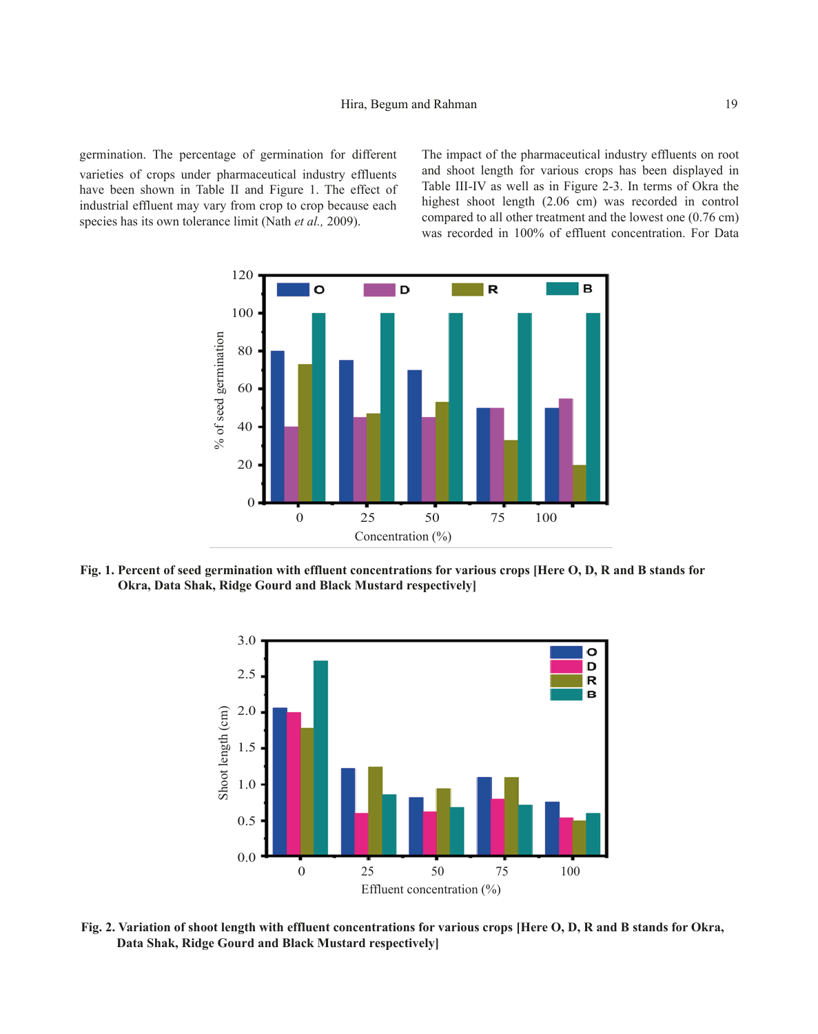germination. The percentage of germination for different varieties of crops under pharmaceutical industry effluents have been shown in Table II and Figure 1. The effect of industrial effluent may vary from crop to crop because each species has its own tolerance limit (Nath *et al.,* 2009).

The impact of the pharmaceutical industry effluents on root and shoot length for various crops has been displayed in Table III-IV as well as in Figure 2-3. In terms of Okra the highest shoot length (2.06 cm) was recorded in control compared to all other treatment and the lowest one (0.76 cm) was recorded in 100% of effluent concentration. For Data

**Fig. 1. Percent of seed germination with effluent concentrations for various crops [Here O, D, R and B stands for Okra, Data Shak, Ridge Gourd and Black Mustard respectively]**

**Fig. 2. Variation of shoot length with effluent concentrations for various crops [Here O, D, R and B stands for Okra, Data Shak, Ridge Gourd and Black Mustard respectively]**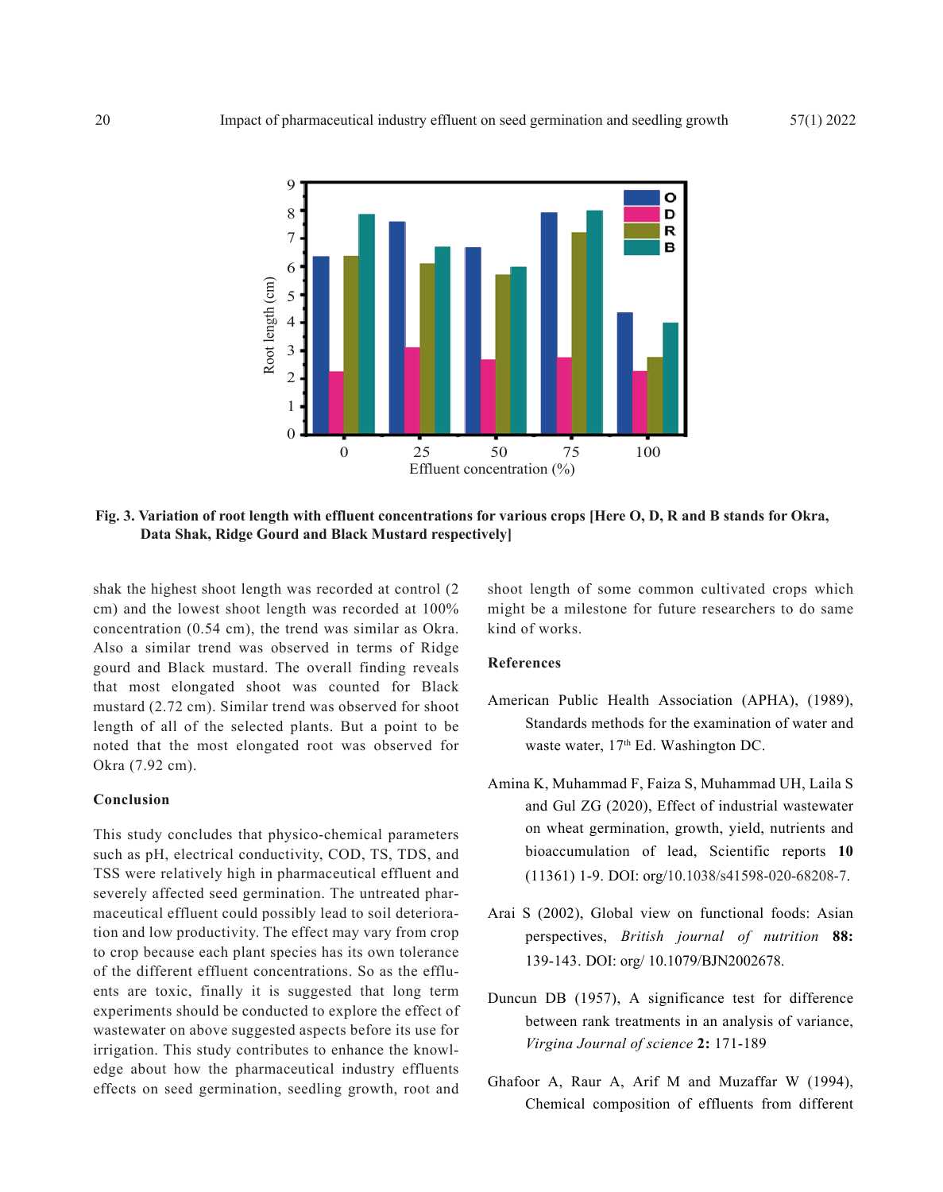Fig. 3. Variation of root length with effluent concentrations for various crops [Here O, D, R and B stands for Okra, Data Shak, Ridge Gourd and Black Mustard respectively]

shak the highest shoot length was recorded at control (2 cm) and the lowest shoot length was recorded at 100% concentration (0.54 cm), the trend was similar as Okra. Also a similar trend was observed in terms of Ridge gourd and Black mustard. The overall finding reveals that most elongated shoot was counted for Black mustard (2.72 cm). Similar trend was observed for shoot length of all of the selected plants. But a point to be noted that the most elongated root was observed for Okra (7.92 cm).

## Conclusion

This study concludes that physico-chemical parameters such as pH, electrical conductivity, COD, TS, TDS, and TSS were relatively high in pharmaceutical effluent and severely affected seed germination. The untreated pharmaceutical effluent could possibly lead to soil deterioration and low productivity. The effect may vary from crop to crop because each plant species has its own tolerance of the different effluent concentrations. So as the effluents are toxic, finally it is suggested that long term experiments should be conducted to explore the effect of wastewater on above suggested aspects before its use for irrigation. This study contributes to enhance the knowledge about how the pharmaceutical industry effluents effects on seed germination, seedling growth, root and shoot length of some common cultivated crops which might be a milestone for future researchers to do same kind of works.

## References

American Public Health Association (APHA), (1989), Standards methods for the examination of water and waste water, 17th Ed. Washington DC.

Amina K, Muhammad F, Faiza S, Muhammad UH, Laila S and Gul ZG (2020), Effect of industrial wastewater on wheat germination, growth, yield, nutrients and bioaccumulation of lead, Scientific reports **10** (11361) 1-9. DOI: org/10.1038/s41598-020-68208-7.

Arai S (2002), Global view on functional foods: Asian perspectives, *British journal of nutrition* **88:** 139-143. DOI: org/ 10.1079/BJN2002678.

Duncun DB (1957), A significance test for difference between rank treatments in an analysis of variance, *Virgina Journal of science* **2:** 171-189

Ghafoor A, Raur A, Arif M and Muzaffar W (1994), Chemical composition of effluents from different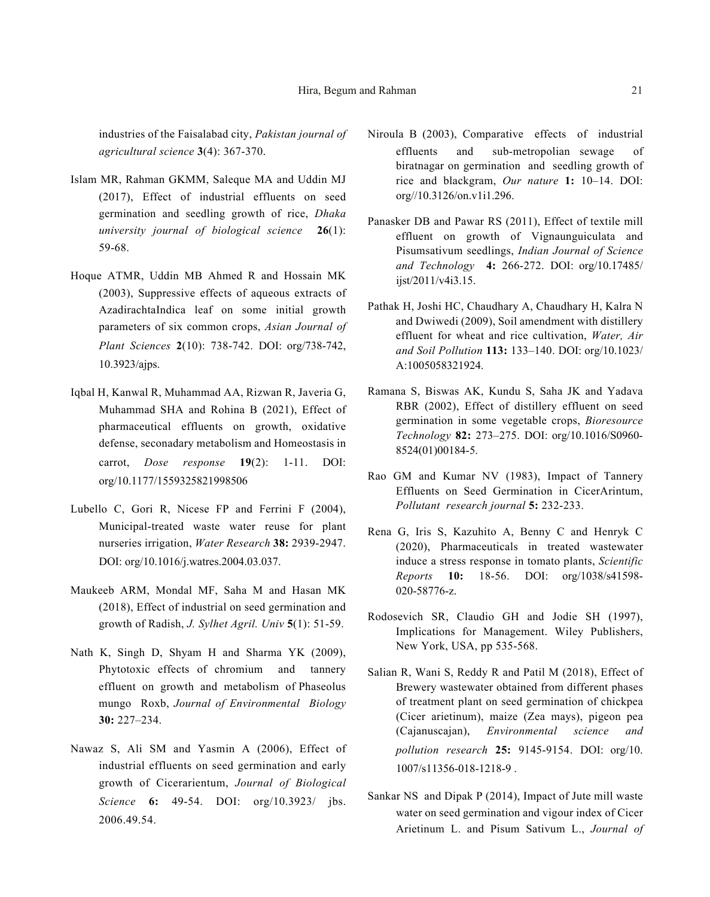industries of the Faisalabad city, *Pakistan journal of agricultural science* **3**(4): 367-370.

Islam MR, Rahman GKMM, Saleque MA and Uddin MJ (2017), Effect of industrial effluents on seed germination and seedling growth of rice, *Dhaka university journal of biological science* **26**(1): 59-68.

Hoque ATMR, Uddin MB Ahmed R and Hossain MK (2003), Suppressive effects of aqueous extracts of AzadirachtaIndica leaf on some initial growth parameters of six common crops, *Asian Journal of Plant Sciences* **2**(10): 738-742. DOI: org/738-742, 10.3923/ajps.

Iqbal H, Kanwal R, Muhammad AA, Rizwan R, Javeria G, Muhammad SHA and Rohina B (2021), Effect of pharmaceutical effluents on growth, oxidative defense, seconadary metabolism and Homeostasis in carrot, *Dose response* **19**(2): 1-11. DOI: org/10.1177/1559325821998506

Lubello C, Gori R, Nicese FP and Ferrini F (2004), Municipal-treated waste water reuse for plant nurseries irrigation, *Water Research* **38:** 2939-2947. DOI: org/10.1016/j.watres.2004.03.037.

Maukeeb ARM, Mondal MF, Saha M and Hasan MK (2018), Effect of industrial on seed germination and growth of Radish, *J. Sylhet Agril. Univ* **5**(1): 51-59.

Nath K, Singh D, Shyam H and Sharma YK (2009), Phytotoxic effects of chromium and tannery effluent on growth and metabolism of Phaseolus mungo Roxb, *Journal of Environmental Biology* **30:** 227–234.

Nawaz S, Ali SM and Yasmin A (2006), Effect of industrial effluents on seed germination and early growth of Cicerarientum, *Journal of Biological Science* **6:** 49-54. DOI: org/10.3923/ jbs. 2006.49.54.

Niroula B (2003), Comparative effects of industrial effluents and sub-metropolian sewage of biratnagar on germination and seedling growth of rice and blackgram, *Our nature* **1:** 10–14. DOI: org//10.3126/on.v1i1.296.

Panasker DB and Pawar RS (2011), Effect of textile mill effluent on growth of Vignaunguiculata and Pisumsativum seedlings, *Indian Journal of Science and Technology* **4:** 266-272. DOI: org/10.17485/ ijst/2011/v4i3.15.

Pathak H, Joshi HC, Chaudhary A, Chaudhary H, Kalra N and Dwiwedi (2009), Soil amendment with distillery effluent for wheat and rice cultivation, *Water, Air and Soil Pollution* **113:** 133–140. DOI: org/10.1023/ A:1005058321924.

Ramana S, Biswas AK, Kundu S, Saha JK and Yadava RBR (2002), Effect of distillery effluent on seed germination in some vegetable crops, *Bioresource Technology* **82:** 273–275. DOI: org/10.1016/S0960-8524(01)00184-5.

Rao GM and Kumar NV (1983), Impact of Tannery Effluents on Seed Germination in CicerArintum, *Pollutant research journal* **5:** 232-233.

Rena G, Iris S, Kazuhito A, Benny C and Henryk C (2020), Pharmaceuticals in treated wastewater induce a stress response in tomato plants, *Scientific Reports* **10:** 18-56. DOI: org/1038/s41598-020-58776-z.

Rodosevich SR, Claudio GH and Jodie SH (1997), Implications for Management. Wiley Publishers, New York, USA, pp 535-568.

Salian R, Wani S, Reddy R and Patil M (2018), Effect of Brewery wastewater obtained from different phases of treatment plant on seed germination of chickpea (Cicer arietinum), maize (Zea mays), pigeon pea (Cajanuscajan), *Environmental science and pollution research* **25:** 9145-9154. DOI: org/10. 1007/s11356-018-1218-9 .

Sankar NS and Dipak P (2014), Impact of Jute mill waste water on seed germination and vigour index of Cicer Arietinum L. and Pisum Sativum L., *Journal of*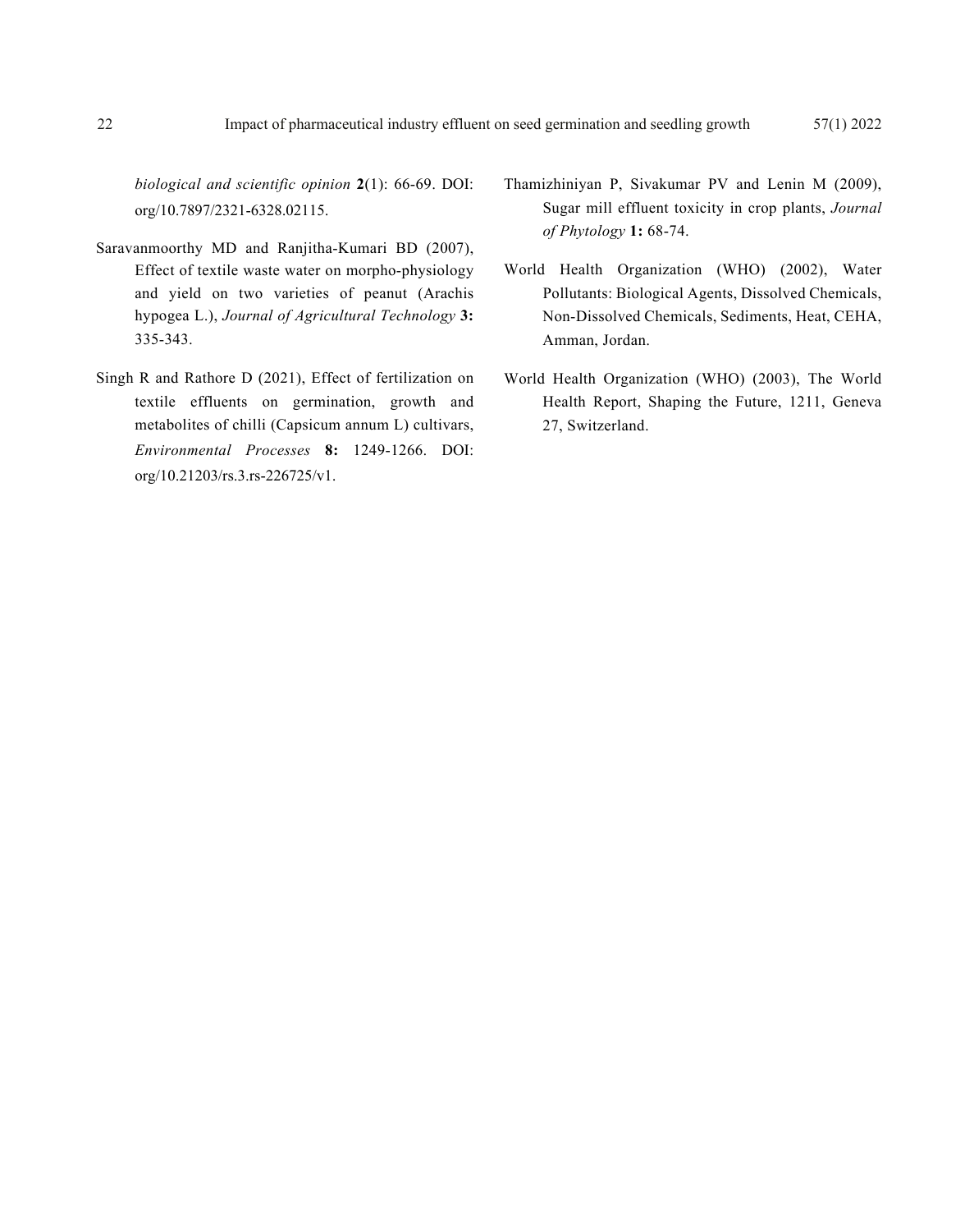*biological and scientific opinion* **2**(1): 66-69. DOI: org/10.7897/2321-6328.02115.

Saravanmoorthy MD and Ranjitha-Kumari BD (2007), Effect of textile waste water on morpho-physiology and yield on two varieties of peanut (Arachis hypogea L.), *Journal of Agricultural Technology* **3:** 335-343.

Singh R and Rathore D (2021), Effect of fertilization on textile effluents on germination, growth and metabolites of chilli (Capsicum annum L) cultivars, *Environmental Processes* **8:** 1249-1266. DOI: org/10.21203/rs.3.rs-226725/v1.

Thamizhiniyan P, Sivakumar PV and Lenin M (2009), Sugar mill effluent toxicity in crop plants, *Journal of Phytology* **1:** 68-74.

World Health Organization (WHO) (2002), Water Pollutants: Biological Agents, Dissolved Chemicals, Non-Dissolved Chemicals, Sediments, Heat, CEHA, Amman, Jordan.

World Health Organization (WHO) (2003), The World Health Report, Shaping the Future, 1211, Geneva 27, Switzerland.